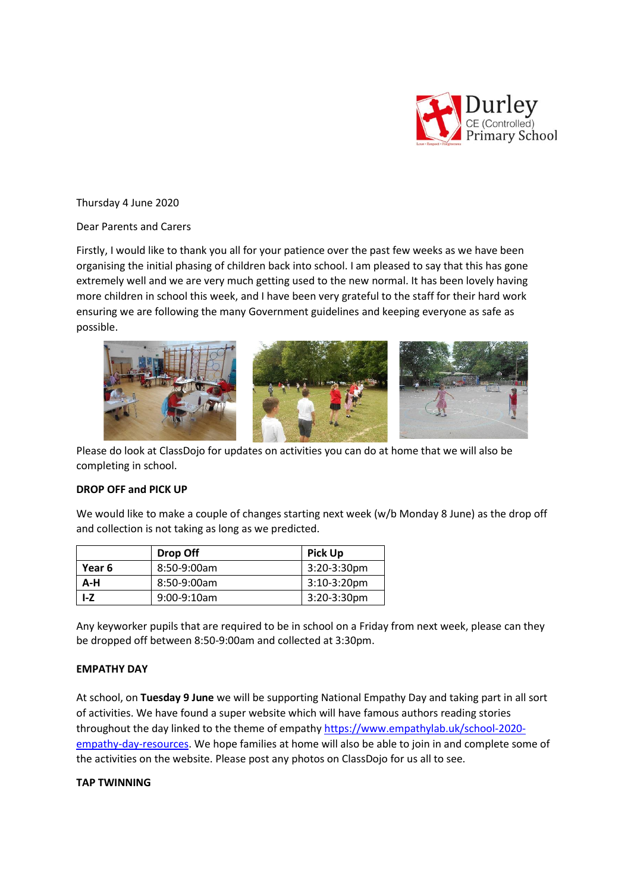Durley CE (Controlled) Primary School

Thursday 4 June 2020

Dear Parents and Carers

Firstly, I would like to thank you all for your patience over the past few weeks as we have been organising the initial phasing of children back into school. I am pleased to say that this has gone extremely well and we are very much getting used to the new normal. It has been lovely having more children in school this week, and I have been very grateful to the staff for their hard work ensuring we are following the many Government guidelines and keeping everyone as safe as possible.

Please do look at ClassDojo for updates on activities you can do at home that we will also be completing in school.

**DROP OFF and PICK UP**

We would like to make a couple of changes starting next week (w/b Monday 8 June) as the drop off and collection is not taking as long as we predicted.

| | **Drop Off** | **Pick Up** |
|---|---|---|
| **Year 6** | 8:50-9:00am | 3:20-3:30pm |
| **A-H** | 8:50-9:00am | 3:10-3:20pm |
| **I-Z** | 9:00-9:10am | 3:20-3:30pm |

Any keyworker pupils that are required to be in school on a Friday from next week, please can they be dropped off between 8:50-9:00am and collected at 3:30pm.

**EMPATHY DAY**

At school, on **Tuesday 9 June** we will be supporting National Empathy Day and taking part in all sort of activities. We have found a super website which will have famous authors reading stories throughout the day linked to the theme of empathy https://www.empathylab.uk/school-2020-empathy-day-resources. We hope families at home will also be able to join in and complete some of the activities on the website. Please post any photos on ClassDojo for us all to see.

**TAP TWINNING**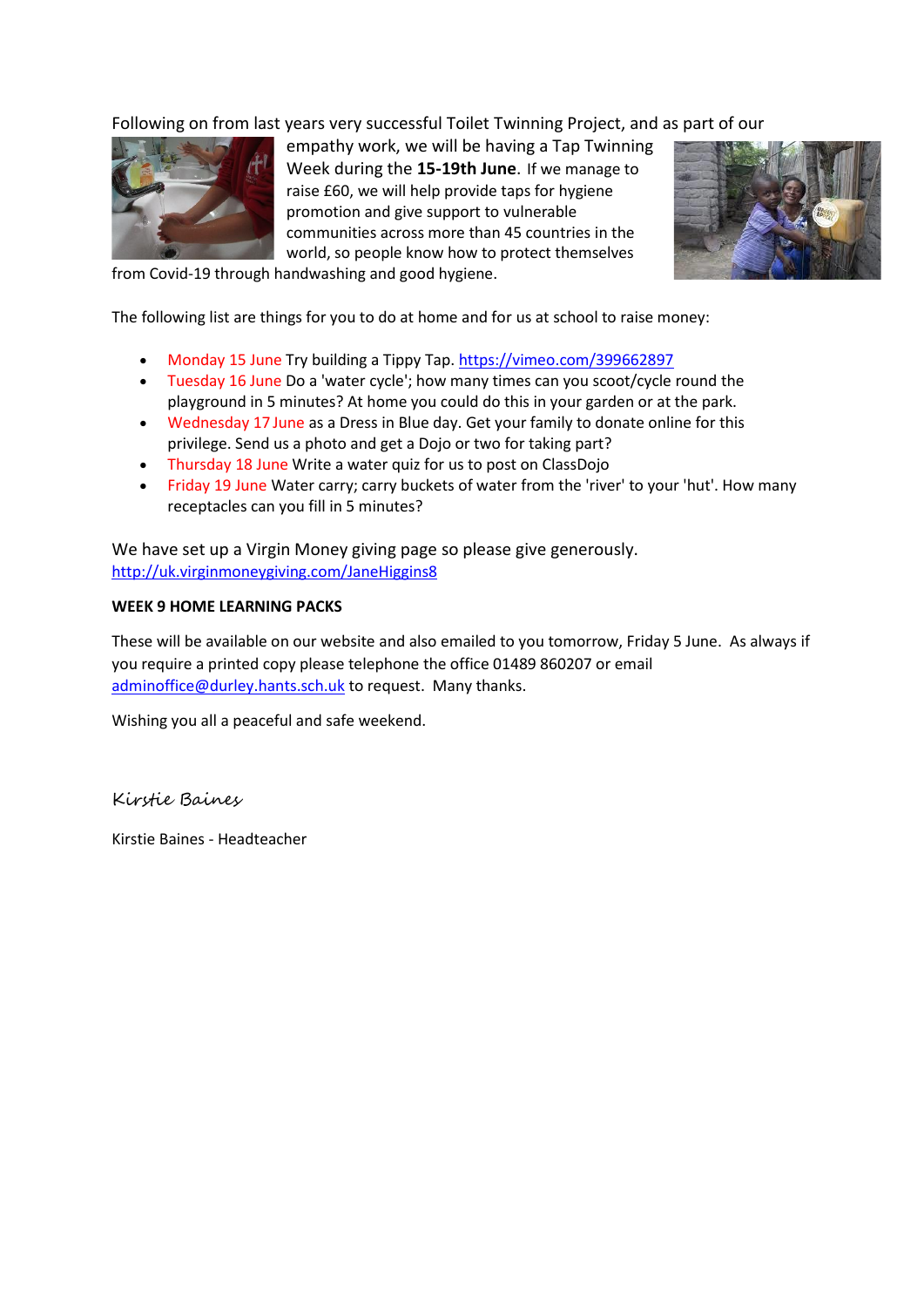Following on from last years very successful Toilet Twinning Project, and as part of our empathy work, we will be having a Tap Twinning Week during the **15-19th June**. If we manage to raise £60, we will help provide taps for hygiene promotion and give support to vulnerable communities across more than 45 countries in the world, so people know how to protect themselves from Covid-19 through handwashing and good hygiene.

The following list are things for you to do at home and for us at school to raise money:

- Monday 15 June Try building a Tippy Tap. https://vimeo.com/399662897
- Tuesday 16 June Do a 'water cycle'; how many times can you scoot/cycle round the playground in 5 minutes? At home you could do this in your garden or at the park.
- Wednesday 17 June as a Dress in Blue day. Get your family to donate online for this privilege. Send us a photo and get a Dojo or two for taking part?
- Thursday 18 June Write a water quiz for us to post on ClassDojo
- Friday 19 June Water carry; carry buckets of water from the 'river' to your 'hut'. How many receptacles can you fill in 5 minutes?

We have set up a Virgin Money giving page so please give generously.
http://uk.virginmoneygiving.com/JaneHiggins8

**WEEK 9 HOME LEARNING PACKS**

These will be available on our website and also emailed to you tomorrow, Friday 5 June. As always if you require a printed copy please telephone the office 01489 860207 or email adminoffice@durley.hants.sch.uk to request. Many thanks.

Wishing you all a peaceful and safe weekend.

*Kirstie Baines*

Kirstie Baines - Headteacher